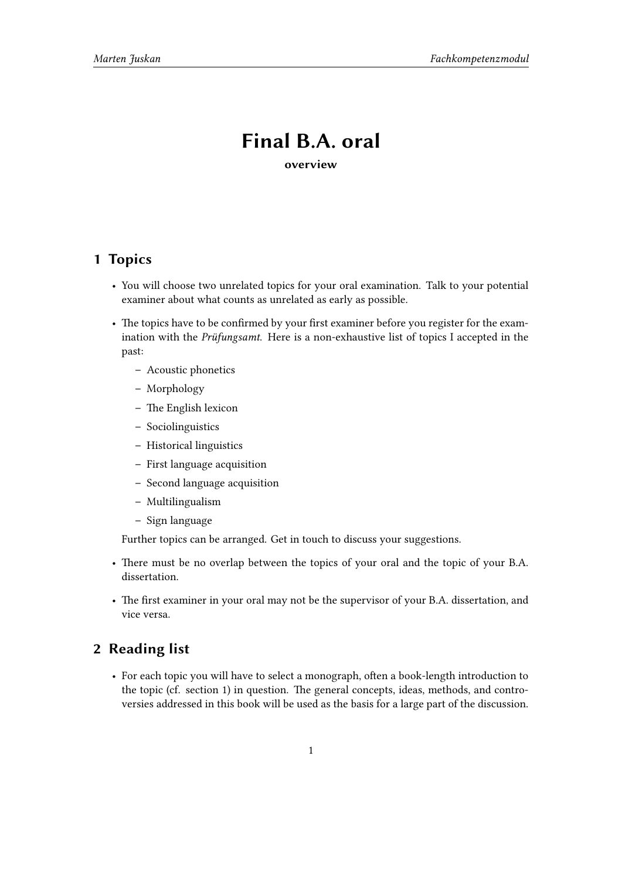# Final B.A. oral

**overview**

## 1 Topics

- You will choose two unrelated topics for your oral examination. Talk to your potential examiner about what counts as unrelated as early as possible.
- The topics have to be confirmed by your first examiner before you register for the examination with the *Prüfungsamt*. Here is a non-exhaustive list of topics I accepted in the past:
  - Acoustic phonetics
  - Morphology
  - The English lexicon
  - Sociolinguistics
  - Historical linguistics
  - First language acquisition
  - Second language acquisition
  - Multilingualism
  - Sign language

  Further topics can be arranged. Get in touch to discuss your suggestions.
- There must be no overlap between the topics of your oral and the topic of your B.A. dissertation.
- The first examiner in your oral may not be the supervisor of your B.A. dissertation, and vice versa.

## 2 Reading list

- For each topic you will have to select a monograph, often a book-length introduction to the topic (cf. section 1) in question. The general concepts, ideas, methods, and controversies addressed in this book will be used as the basis for a large part of the discussion.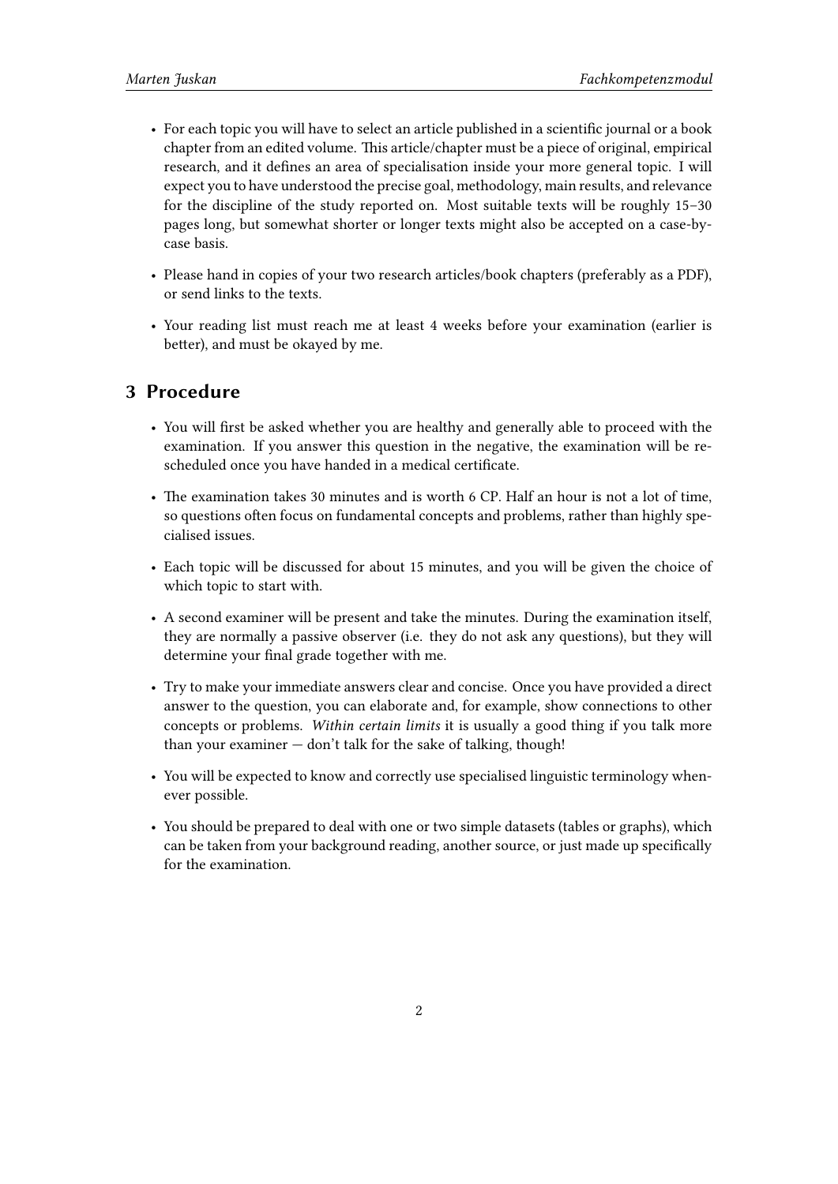- For each topic you will have to select an article published in a scientific journal or a book chapter from an edited volume. This article/chapter must be a piece of original, empirical research, and it defines an area of specialisation inside your more general topic. I will expect you to have understood the precise goal, methodology, main results, and relevance for the discipline of the study reported on. Most suitable texts will be roughly 15–30 pages long, but somewhat shorter or longer texts might also be accepted on a case-by-case basis.
- Please hand in copies of your two research articles/book chapters (preferably as a PDF), or send links to the texts.
- Your reading list must reach me at least 4 weeks before your examination (earlier is better), and must be okayed by me.

## 3 Procedure

- You will first be asked whether you are healthy and generally able to proceed with the examination. If you answer this question in the negative, the examination will be re-scheduled once you have handed in a medical certificate.
- The examination takes 30 minutes and is worth 6 CP. Half an hour is not a lot of time, so questions often focus on fundamental concepts and problems, rather than highly specialised issues.
- Each topic will be discussed for about 15 minutes, and you will be given the choice of which topic to start with.
- A second examiner will be present and take the minutes. During the examination itself, they are normally a passive observer (i.e. they do not ask any questions), but they will determine your final grade together with me.
- Try to make your immediate answers clear and concise. Once you have provided a direct answer to the question, you can elaborate and, for example, show connections to other concepts or problems. *Within certain limits* it is usually a good thing if you talk more than your examiner — don't talk for the sake of talking, though!
- You will be expected to know and correctly use specialised linguistic terminology whenever possible.
- You should be prepared to deal with one or two simple datasets (tables or graphs), which can be taken from your background reading, another source, or just made up specifically for the examination.